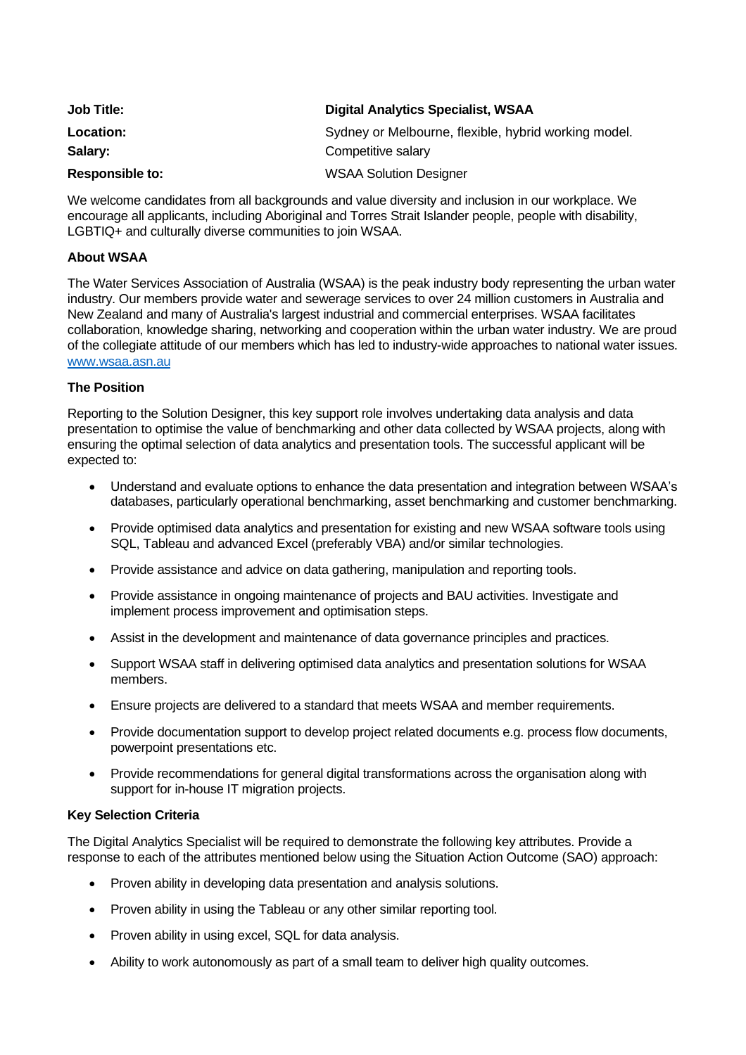| | |
|---|---|
| **Job Title:** | **Digital Analytics Specialist, WSAA** |
| **Location:** | Sydney or Melbourne, flexible, hybrid working model. |
| **Salary:** | Competitive salary |
| **Responsible to:** | WSAA Solution Designer |

We welcome candidates from all backgrounds and value diversity and inclusion in our workplace. We encourage all applicants, including Aboriginal and Torres Strait Islander people, people with disability, LGBTIQ+ and culturally diverse communities to join WSAA.

**About WSAA**

The Water Services Association of Australia (WSAA) is the peak industry body representing the urban water industry. Our members provide water and sewerage services to over 24 million customers in Australia and New Zealand and many of Australia's largest industrial and commercial enterprises. WSAA facilitates collaboration, knowledge sharing, networking and cooperation within the urban water industry. We are proud of the collegiate attitude of our members which has led to industry-wide approaches to national water issues. [www.wsaa.asn.au](http://www.wsaa.asn.au)

**The Position**

Reporting to the Solution Designer, this key support role involves undertaking data analysis and data presentation to optimise the value of benchmarking and other data collected by WSAA projects, along with ensuring the optimal selection of data analytics and presentation tools. The successful applicant will be expected to:

- Understand and evaluate options to enhance the data presentation and integration between WSAA's databases, particularly operational benchmarking, asset benchmarking and customer benchmarking.
- Provide optimised data analytics and presentation for existing and new WSAA software tools using SQL, Tableau and advanced Excel (preferably VBA) and/or similar technologies.
- Provide assistance and advice on data gathering, manipulation and reporting tools.
- Provide assistance in ongoing maintenance of projects and BAU activities. Investigate and implement process improvement and optimisation steps.
- Assist in the development and maintenance of data governance principles and practices.
- Support WSAA staff in delivering optimised data analytics and presentation solutions for WSAA members.
- Ensure projects are delivered to a standard that meets WSAA and member requirements.
- Provide documentation support to develop project related documents e.g. process flow documents, powerpoint presentations etc.
- Provide recommendations for general digital transformations across the organisation along with support for in-house IT migration projects.

**Key Selection Criteria**

The Digital Analytics Specialist will be required to demonstrate the following key attributes. Provide a response to each of the attributes mentioned below using the Situation Action Outcome (SAO) approach:

- Proven ability in developing data presentation and analysis solutions.
- Proven ability in using the Tableau or any other similar reporting tool.
- Proven ability in using excel, SQL for data analysis.
- Ability to work autonomously as part of a small team to deliver high quality outcomes.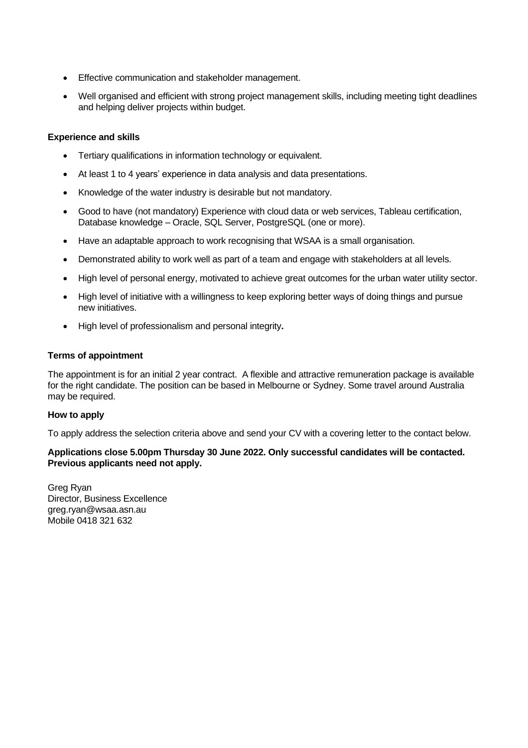- Effective communication and stakeholder management.
- Well organised and efficient with strong project management skills, including meeting tight deadlines and helping deliver projects within budget.

**Experience and skills**

- Tertiary qualifications in information technology or equivalent.
- At least 1 to 4 years' experience in data analysis and data presentations.
- Knowledge of the water industry is desirable but not mandatory.
- Good to have (not mandatory) Experience with cloud data or web services, Tableau certification, Database knowledge – Oracle, SQL Server, PostgreSQL (one or more).
- Have an adaptable approach to work recognising that WSAA is a small organisation.
- Demonstrated ability to work well as part of a team and engage with stakeholders at all levels.
- High level of personal energy, motivated to achieve great outcomes for the urban water utility sector.
- High level of initiative with a willingness to keep exploring better ways of doing things and pursue new initiatives.
- High level of professionalism and personal integrity**.**

**Terms of appointment**

The appointment is for an initial 2 year contract. A flexible and attractive remuneration package is available for the right candidate. The position can be based in Melbourne or Sydney. Some travel around Australia may be required.

**How to apply**

To apply address the selection criteria above and send your CV with a covering letter to the contact below.

**Applications close 5.00pm Thursday 30 June 2022. Only successful candidates will be contacted. Previous applicants need not apply.**

Greg Ryan
Director, Business Excellence
greg.ryan@wsaa.asn.au
Mobile 0418 321 632